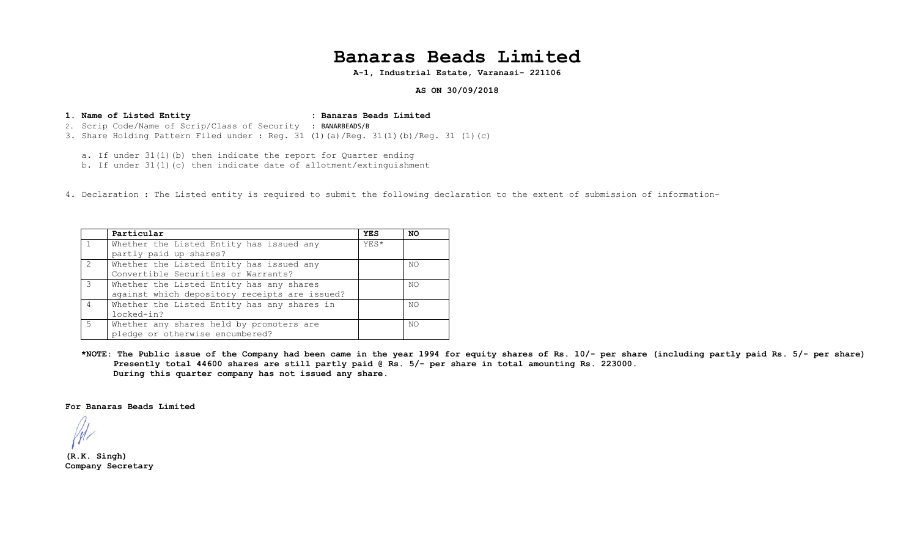# Banaras Beads Limited

**A-1, Industrial Estate, Varanasi- 221106**

**AS ON 30/09/2018**

1. **Name of Listed Entity : Banaras Beads Limited**
2. Scrip Code/Name of Scrip/Class of Security : BANARBEADS/B
3. Share Holding Pattern Filed under : Reg. 31 (1)(a)/Reg. 31(1)(b)/Reg. 31 (1)(c)

   a. If under 31(1)(b) then indicate the report for Quarter ending
   b. If under 31(1)(c) then indicate date of allotment/extinguishment

4. Declaration : The Listed entity is required to submit the following declaration to the extent of submission of information-

| | Particular | YES | NO |
|---|---|---|---|
| 1 | Whether the Listed Entity has issued any partly paid up shares? | YES* | |
| 2 | Whether the Listed Entity has issued any Convertible Securities or Warrants? | | NO |
| 3 | Whether the Listed Entity has any shares against which depository receipts are issued? | | NO |
| 4 | Whether the Listed Entity has any shares in locked-in? | | NO |
| 5 | Whether any shares held by promoters are pledge or otherwise encumbered? | | NO |

**\*NOTE: The Public issue of the Company had been came in the year 1994 for equity shares of Rs. 10/- per share (including partly paid Rs. 5/- per share) Presently total 44600 shares are still partly paid @ Rs. 5/- per share in total amounting Rs. 223000. During this quarter company has not issued any share.**

**For Banaras Beads Limited**

**(R.K. Singh)**
**Company Secretary**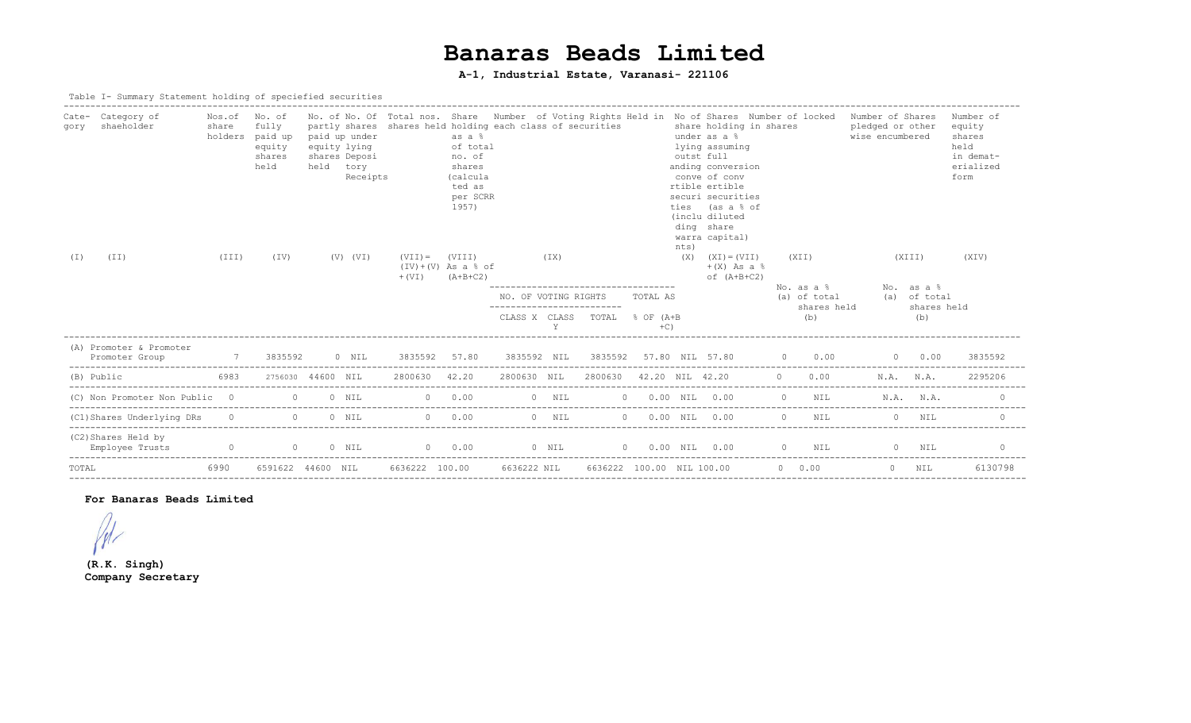# Banaras Beads Limited

**A-1, Industrial Estate, Varanasi- 221106**

Table I- Summary Statement holding of speciefied securities

| Cate-gory | Category of shaeholder | Nos.of share holders | No. of fully paid up equity shares held | No. of partly paid up equity shares held | No. Of shares under lying Deposi tory Receipts | Total nos. shares held | Share holding as a % of total no. of shares (calculated as per SCRR 1957) | Number of Voting Rights Held in each class of securities | | | | No of Shares under lying outstanding convertible securities (including warrants) | Share holding as a % assuming full conversion of convertible securities (as a % of diluted share capital) | Number of locked in shares | | Number of Shares pledged or other wise encumbered | | Number of equity shares held in demat-erialized form |
|---|---|---|---|---|---|---|---|---|---|---|---|---|---|---|---|---|---|---|
| (I) | (II) | (III) | (IV) | (V) | (VI) | (VII) = (IV)+(V)+(VI) | (VIII) As a % of (A+B+C2) | (IX) | | | | (X) | (XI)=(VII)+(X) As a % of (A+B+C2) | (XII) | | (XIII) | | (XIV) |
| | | | | | | | | NO. OF VOTING RIGHTS | | | TOTAL AS % OF (A+B+C) | | | | | | | |
| | | | | | | | | CLASS X | CLASS Y | TOTAL | | | | No. (a) | as a % of total shares held (b) | No. (a) | as a % of total shares held (b) | |
| (A) | Promoter & Promoter Group | 7 | 3835592 | 0 | NIL | 3835592 | 57.80 | 3835592 | NIL | 3835592 | 57.80 | NIL | 57.80 | 0 | 0.00 | 0 | 0.00 | 3835592 |
| (B) | Public | 6983 | 2756030 | 44600 | NIL | 2800630 | 42.20 | 2800630 | NIL | 2800630 | 42.20 | NIL | 42.20 | 0 | 0.00 | N.A. | N.A. | 2295206 |
| (C) | Non Promoter Non Public | 0 | 0 | 0 | NIL | 0 | 0.00 | 0 | NIL | 0 | 0.00 | NIL | 0.00 | 0 | NIL | N.A. | N.A. | 0 |
| (C1) | Shares Underlying DRs | 0 | 0 | 0 | NIL | 0 | 0.00 | 0 | NIL | 0 | 0.00 | NIL | 0.00 | 0 | NIL | 0 | NIL | 0 |
| (C2) | Shares Held by Employee Trusts | 0 | 0 | 0 | NIL | 0 | 0.00 | 0 | NIL | 0 | 0.00 | NIL | 0.00 | 0 | NIL | 0 | NIL | 0 |
| TOTAL | | 6990 | 6591622 | 44600 | NIL | 6636222 | 100.00 | 6636222 | NIL | 6636222 | 100.00 | NIL | 100.00 | 0 | 0.00 | 0 | NIL | 6130798 |

**For Banaras Beads Limited**

**(R.K. Singh)**
**Company Secretary**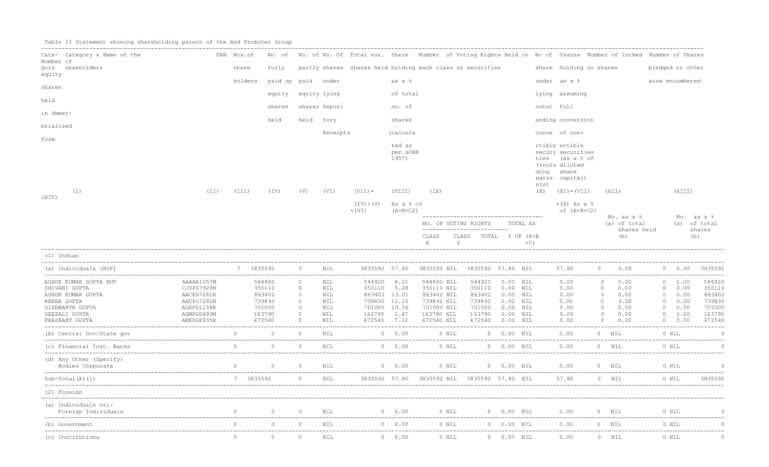Table II Statement showing shareholding patern of the And Promoter Group

| Category | Category & Name of the shaeholders | PAN | Nos.of share holders | No. of fully paid up equity shares held | No. of partly paid equity shares held | No. Of shares under lying Depository Receipts | Total nos. shares held | Share holding as a % of total no. of shares (calculated as per SCRR 1957) | Number of Voting Rights Held in each class of securities | | | | No of share under lying outstanding convertible securities (including warrants) | Shares holding as a % assuming full conversion of convertible securities (as a % of diluted share capital) | Number of locked in shares | | Number of Shares pledged or other wise encumbered | | Number of equity shares held in demat-erialized form |
|---|---|---|---|---|---|---|---|---|---|---|---|---|---|---|---|---|---|---|---|
| (I) | | (II) | (III) | (IV) | (V) | (VI) | (VII)= (IV)+(V)+(VI) | (VIII) As a % of (A+B+C2) | (IX) | | | | (X) | (XI)=(VII)+(X) As a % of (A+B+C2) | (XII) | | (XIII) | | (XIV) |
| | | | | | | | | | NO. OF VOTING RIGHTS | | | TOTAL AS % OF (A+B+C) | | | No. (a) | as a % of total shares held (b) | No. (a) | as a % of total shares (b) | |
| | | | | | | | | | CLASS X | CLASS Y | TOTAL | | | | | | | | |
| (1) Indian | | | | | | | | | | | | | | | | | | | |
| (a) Individuals (HUF) | | | 7 | 3835592 | 0 | NIL | 3835592 | 57.80 | 3835592 | NIL | 3835592 | 57.80 | NIL | 57.80 | 0 | 0.00 | 0 | 0.00 | 3835592 |
| ASHOK KUMAR GUPTA HUF | | AAAHA1057M | | 544920 | 0 | NIL | 544920 | 8.21 | 544920 | NIL | 544920 | 0.00 | NIL | 0.00 | 0 | 0.00 | 0 | 0.00 | 544920 |
| SHIVANI GUPTA | | CJYPS7929H | | 350110 | 0 | NIL | 350110 | 5.28 | 350110 | NIL | 350110 | 0.00 | NIL | 0.00 | 0 | 0.00 | 0 | 0.00 | 350110 |
| ASHOK KUMAR GUPTA | | AACPG7281R | | 863402 | 0 | NIL | 863402 | 13.01 | 863402 | NIL | 863402 | 0.00 | NIL | 0.00 | 0 | 0.00 | 0 | 0.00 | 863402 |
| REKHA GUPTA | | AACPG7282N | | 739830 | 0 | NIL | 739830 | 11.15 | 739830 | NIL | 739830 | 0.00 | NIL | 0.00 | 0 | 0.00 | 0 | 0.00 | 739830 |
| SIDDHARTH GUPTA | | AGEPG1158R | | 701000 | 0 | NIL | 701000 | 10.56 | 701000 | NIL | 701000 | 0.00 | NIL | 0.00 | 0 | 0.00 | 0 | 0.00 | 701000 |
| DEEPALI GUPTA | | AGMPG0493M | | 163790 | 0 | NIL | 163790 | 2.47 | 163790 | NIL | 163790 | 0.00 | NIL | 0.00 | 0 | 0.00 | 0 | 0.00 | 163790 |
| PRASHANT GUPTA | | AREPG8935H | | 472540 | 0 | NIL | 472540 | 7.12 | 472540 | NIL | 472540 | 0.00 | NIL | 0.00 | 0 | 0.00 | 0 | 0.00 | 472540 |
| (b) Central Gov/State gov | | | 0 | 0 | 0 | NIL | 0 | 0.00 | 0 | NIL | 0 | 0.00 | NIL | 0.00 | 0 | NIL | 0 | NIL | 0 |
| (c) Financial Inst. Banks | | | 0 | 0 | 0 | NIL | 0 | 0.00 | 0 | NIL | 0 | 0.00 | NIL | 0.00 | 0 | NIL | 0 | NIL | 0 |
| (d) Any Other (Specify) Bodies Corporate | | | 0 | 0 | 0 | NIL | 0 | 0.00 | 0 | NIL | 0 | 0.00 | NIL | 0.00 | 0 | NIL | 0 | NIL | 0 |
| Sub-Total(A)(1) | | | 7 | 3835592 | 0 | NIL | 3835592 | 57.80 | 3835592 | NIL | 3835592 | 57.80 | NIL | 57.80 | 0 | NIL | 0 | NIL | 3835592 |
| (2) Foreign | | | | | | | | | | | | | | | | | | | |
| (a) Individuals nri/ Foreign Individuals | | | 0 | 0 | 0 | NIL | 0 | 0.00 | 0 | NIL | 0 | 0.00 | NIL | 0.00 | 0 | NIL | 0 | NIL | 0 |
| (b) Government | | | 0 | 0 | 0 | NIL | 0 | 0.00 | 0 | NIL | 0 | 0.00 | NIL | 0.00 | 0 | NIL | 0 | NIL | 0 |
| (c) Institutions | | | 0 | 0 | 0 | NIL | 0 | 0.00 | 0 | NIL | 0 | 0.00 | NIL | 0.00 | 0 | NIL | 0 | NIL | 0 |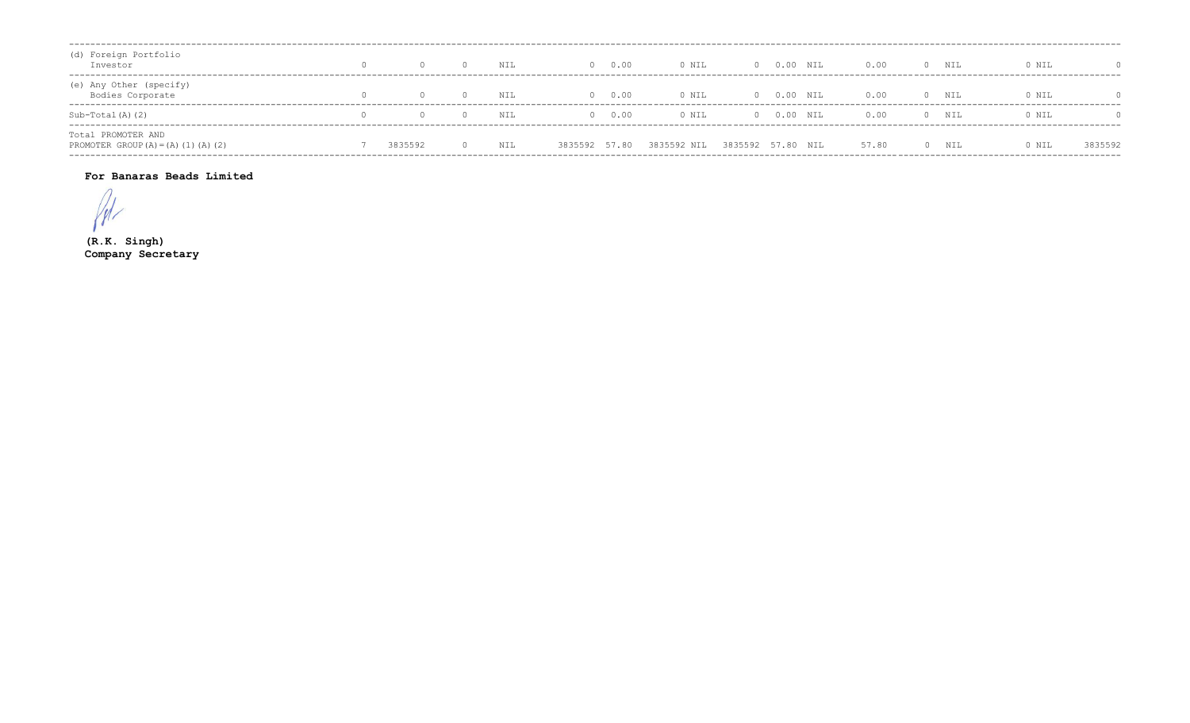| | | | | | | | | | | | | | | | | | |
|---|---|---|---|---|---|---|---|---|---|---|---|---|---|---|---|---|---|
| (d) Foreign Portfolio Investor | 0 | 0 | 0 | NIL | 0 | 0.00 | 0 | NIL | 0 | 0.00 | NIL | 0.00 | 0 | NIL | 0 | NIL | 0 |
| (e) Any Other (specify) Bodies Corporate | 0 | 0 | 0 | NIL | 0 | 0.00 | 0 | NIL | 0 | 0.00 | NIL | 0.00 | 0 | NIL | 0 | NIL | 0 |
| Sub-Total(A)(2) | 0 | 0 | 0 | NIL | 0 | 0.00 | 0 | NIL | 0 | 0.00 | NIL | 0.00 | 0 | NIL | 0 | NIL | 0 |
| Total PROMOTER AND PROMOTER GROUP(A)=(A)(1)(A)(2) | 7 | 3835592 | 0 | NIL | 3835592 | 57.80 | 3835592 | NIL | 3835592 | 57.80 | NIL | 57.80 | 0 | NIL | 0 | NIL | 3835592 |

**For Banaras Beads Limited**

**(R.K. Singh)**
**Company Secretary**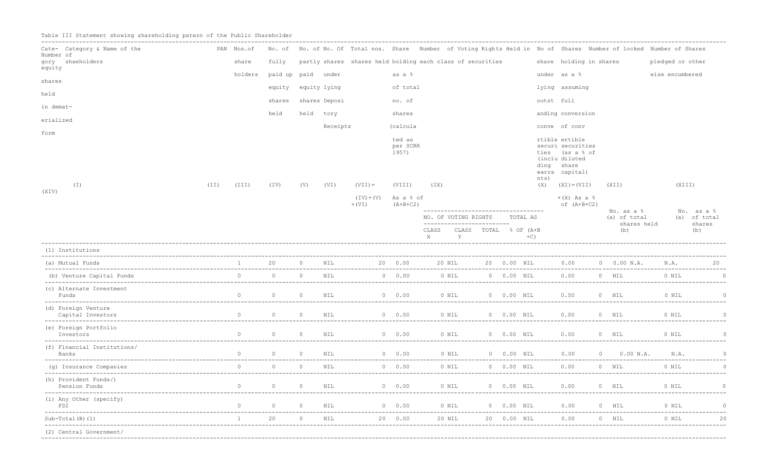Table III Statement showing shareholding patern of the Public Shareholder

| Category & Name of the shaeholders | PAN | Nos.of share holders | No. of fully paid up equity shares held | No. of partly paid equity shares held | No. Of shares under lying Depository Receipts | Total nos. shares held (VII)= (IV)+(V)+(VI) | Share holding as a % of total no. of shares (calculated as per SCRR 1957) As a % of (A+B+C2) | Number of Voting Rights Held in each class of securities: NO. OF VOTING RIGHTS CLASS X | CLASS Y | TOTAL | TOTAL AS % OF (A+B+C) | No of share under lying outstanding convertible securities (including warrants) | Shares holding as a % assuming full conversion of convertible securities (as a % of diluted share capital) (XI)=(VII)+(X) As a % of (A+B+C2) | Number of locked in shares No. (a) | as a % of total shares held (b) | Number of Shares pledged or otherwise encumbered No. (a) | as a % of total shares (b) | Number of equity shares held in demat-erialized form |
|---|---|---|---|---|---|---|---|---|---|---|---|---|---|---|---|---|---|---|
| (I) | (II) | (III) | (IV) | (V) | (VI) | (VII) | (VIII) | (IX) | | | | (X) | (XI) | (XII) | | (XIII) | | (XIV) |
| (1) Institutions | | | | | | | | | | | | | | | | | | |
| (a) Mutual Funds | | 1 | 20 | 0 | NIL | 20 | 0.00 | 20 | NIL | 20 | 0.00 | NIL | 0.00 | 0 | 0.00 | N.A. | N.A. | 20 |
| (b) Venture Capital Funds | | 0 | 0 | 0 | NIL | 0 | 0.00 | 0 | NIL | 0 | 0.00 | NIL | 0.00 | 0 | NIL | 0 | NIL | 0 |
| (c) Alternate Investment Funds | | 0 | 0 | 0 | NIL | 0 | 0.00 | 0 | NIL | 0 | 0.00 | NIL | 0.00 | 0 | NIL | 0 | NIL | 0 |
| (d) Foreign Venture Capital Investors | | 0 | 0 | 0 | NIL | 0 | 0.00 | 0 | NIL | 0 | 0.00 | NIL | 0.00 | 0 | NIL | 0 | NIL | 0 |
| (e) Foreign Portfolio Investors | | 0 | 0 | 0 | NIL | 0 | 0.00 | 0 | NIL | 0 | 0.00 | NIL | 0.00 | 0 | NIL | 0 | NIL | 0 |
| (f) Financial Institutions/ Banks | | 0 | 0 | 0 | NIL | 0 | 0.00 | 0 | NIL | 0 | 0.00 | NIL | 0.00 | 0 | 0.00 | N.A. | N.A. | 0 |
| (g) Insurance Companies | | 0 | 0 | 0 | NIL | 0 | 0.00 | 0 | NIL | 0 | 0.00 | NIL | 0.00 | 0 | NIL | 0 | NIL | 0 |
| (h) Provident Funds/) Pension Funds | | 0 | 0 | 0 | NIL | 0 | 0.00 | 0 | NIL | 0 | 0.00 | NIL | 0.00 | 0 | NIL | 0 | NIL | 0 |
| (i) Any Other (specify) FDI | | 0 | 0 | 0 | NIL | 0 | 0.00 | 0 | NIL | 0 | 0.00 | NIL | 0.00 | 0 | NIL | 0 | NIL | 0 |
| Sub-Total(B)(1) | | 1 | 20 | 0 | NIL | 20 | 0.00 | 20 | NIL | 20 | 0.00 | NIL | 0.00 | 0 | NIL | 0 | NIL | 20 |
| (2) Central Government/ | | | | | | | | | | | | | | | | | | |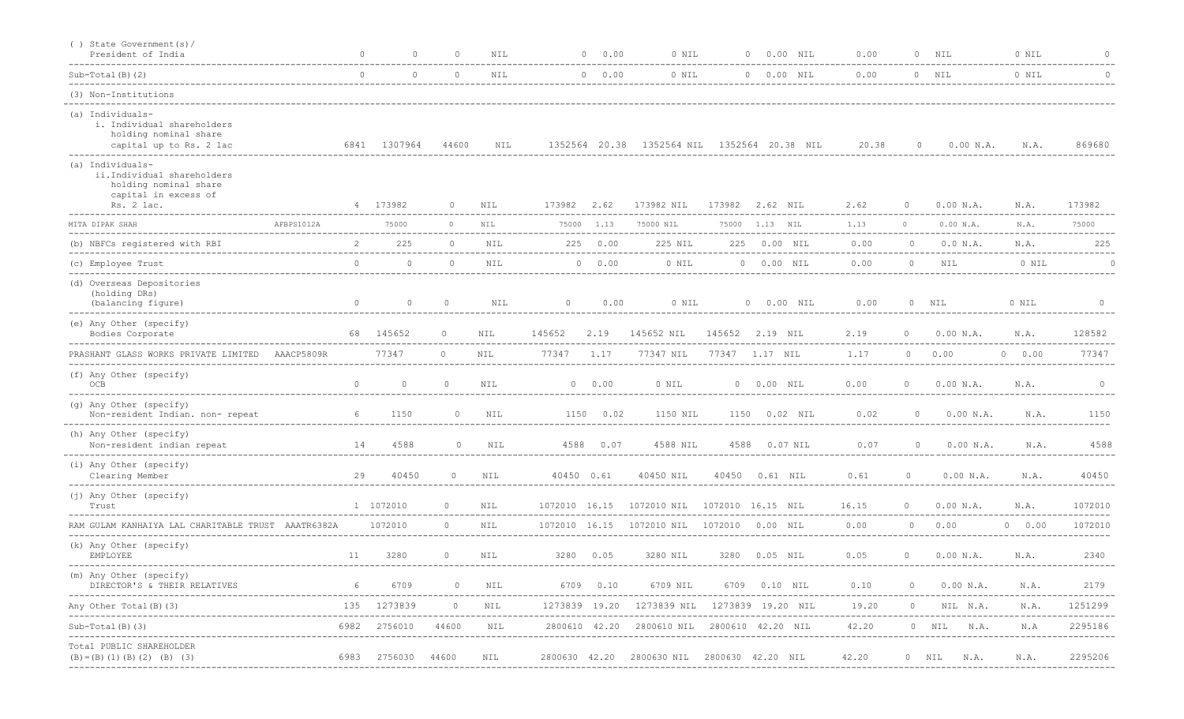| | | | | | | | | | | | | | | | | | | |
|---|---|---|---|---|---|---|---|---|---|---|---|---|---|---|---|---|---|---|
| ( ) State Government(s)/ President of India | | 0 | 0 | 0 | NIL | 0 | 0.00 | 0 | NIL | 0 | 0.00 | NIL | 0.00 | 0 | NIL | 0 | NIL | 0 |
| Sub-Total(B)(2) | | 0 | 0 | 0 | NIL | 0 | 0.00 | 0 | NIL | 0 | 0.00 | NIL | 0.00 | 0 | NIL | 0 | NIL | 0 |
| (3) Non-Institutions | | | | | | | | | | | | | | | | | | |
| (a) Individuals- i. Individual shareholders holding nominal share capital up to Rs. 2 lac | | 6841 | 1307964 | 44600 | NIL | 1352564 | 20.38 | 1352564 | NIL | 1352564 | 20.38 | NIL | 20.38 | 0 | 0.00 | N.A. | N.A. | 869680 |
| (a) Individuals- ii.Individual shareholders holding nominal share capital in excess of Rs. 2 lac. | | 4 | 173982 | 0 | NIL | 173982 | 2.62 | 173982 | NIL | 173982 | 2.62 | NIL | 2.62 | 0 | 0.00 | N.A. | N.A. | 173982 |
| MITA DIPAK SHAH | AFBPS1012A | | 75000 | 0 | NIL | 75000 | 1.13 | 75000 | NIL | 75000 | 1.13 | NIL | 1.13 | 0 | 0.00 | N.A. | N.A. | 75000 |
| (b) NBFCs registered with RBI | | 2 | 225 | 0 | NIL | 225 | 0.00 | 225 | NIL | 225 | 0.00 | NIL | 0.00 | 0 | 0.0 | N.A. | N.A. | 225 |
| (c) Employee Trust | | 0 | 0 | 0 | NIL | 0 | 0.00 | 0 | NIL | 0 | 0.00 | NIL | 0.00 | 0 | NIL | 0 | NIL | 0 |
| (d) Overseas Depositories (holding DRs) (balancing figure) | | 0 | 0 | 0 | NIL | 0 | 0.00 | 0 | NIL | 0 | 0.00 | NIL | 0.00 | 0 | NIL | 0 | NIL | 0 |
| (e) Any Other (specify) Bodies Corporate | | 68 | 145652 | 0 | NIL | 145652 | 2.19 | 145652 | NIL | 145652 | 2.19 | NIL | 2.19 | 0 | 0.00 | N.A. | N.A. | 128582 |
| PRASHANT GLASS WORKS PRIVATE LIMITED | AAACP5809R | | 77347 | 0 | NIL | 77347 | 1.17 | 77347 | NIL | 77347 | 1.17 | NIL | 1.17 | 0 | 0.00 | 0 | 0.00 | 77347 |
| (f) Any Other (specify) OCB | | 0 | 0 | 0 | NIL | 0 | 0.00 | 0 | NIL | 0 | 0.00 | NIL | 0.00 | 0 | 0.00 | N.A. | N.A. | 0 |
| (g) Any Other (specify) Non-resident Indian. non- repeat | | 6 | 1150 | 0 | NIL | 1150 | 0.02 | 1150 | NIL | 1150 | 0.02 | NIL | 0.02 | 0 | 0.00 | N.A. | N.A. | 1150 |
| (h) Any Other (specify) Non-resident indian repeat | | 14 | 4588 | 0 | NIL | 4588 | 0.07 | 4588 | NIL | 4588 | 0.07 | NIL | 0.07 | 0 | 0.00 | N.A. | N.A. | 4588 |
| (i) Any Other (specify) Clearing Member | | 29 | 40450 | 0 | NIL | 40450 | 0.61 | 40450 | NIL | 40450 | 0.61 | NIL | 0.61 | 0 | 0.00 | N.A. | N.A. | 40450 |
| (j) Any Other (specify) Trust | | 1 | 1072010 | 0 | NIL | 1072010 | 16.15 | 1072010 | NIL | 1072010 | 16.15 | NIL | 16.15 | 0 | 0.00 | N.A. | N.A. | 1072010 |
| RAM GULAM KANHAIYA LAL CHARITABLE TRUST | AAATR6382A | | 1072010 | 0 | NIL | 1072010 | 16.15 | 1072010 | NIL | 1072010 | 0.00 | NIL | 0.00 | 0 | 0.00 | 0 | 0.00 | 1072010 |
| (k) Any Other (specify) EMPLOYEE | | 11 | 3280 | 0 | NIL | 3280 | 0.05 | 3280 | NIL | 3280 | 0.05 | NIL | 0.05 | 0 | 0.00 | N.A. | N.A. | 2340 |
| (m) Any Other (specify) DIRECTOR'S & THEIR RELATIVES | | 6 | 6709 | 0 | NIL | 6709 | 0.10 | 6709 | NIL | 6709 | 0.10 | NIL | 0.10 | 0 | 0.00 | N.A. | N.A. | 2179 |
| Any Other Total(B)(3) | | 135 | 1273839 | 0 | NIL | 1273839 | 19.20 | 1273839 | NIL | 1273839 | 19.20 | NIL | 19.20 | 0 | NIL | N.A. | N.A. | 1251299 |
| Sub-Total(B)(3) | | 6982 | 2756010 | 44600 | NIL | 2800610 | 42.20 | 2800610 | NIL | 2800610 | 42.20 | NIL | 42.20 | 0 | NIL | N.A. | N.A | 2295186 |
| Total PUBLIC SHAREHOLDER (B)=(B)(1)(B)(2) (B) (3) | | 6983 | 2756030 | 44600 | NIL | 2800630 | 42.20 | 2800630 | NIL | 2800630 | 42.20 | NIL | 42.20 | 0 | NIL | N.A. | N.A. | 2295206 |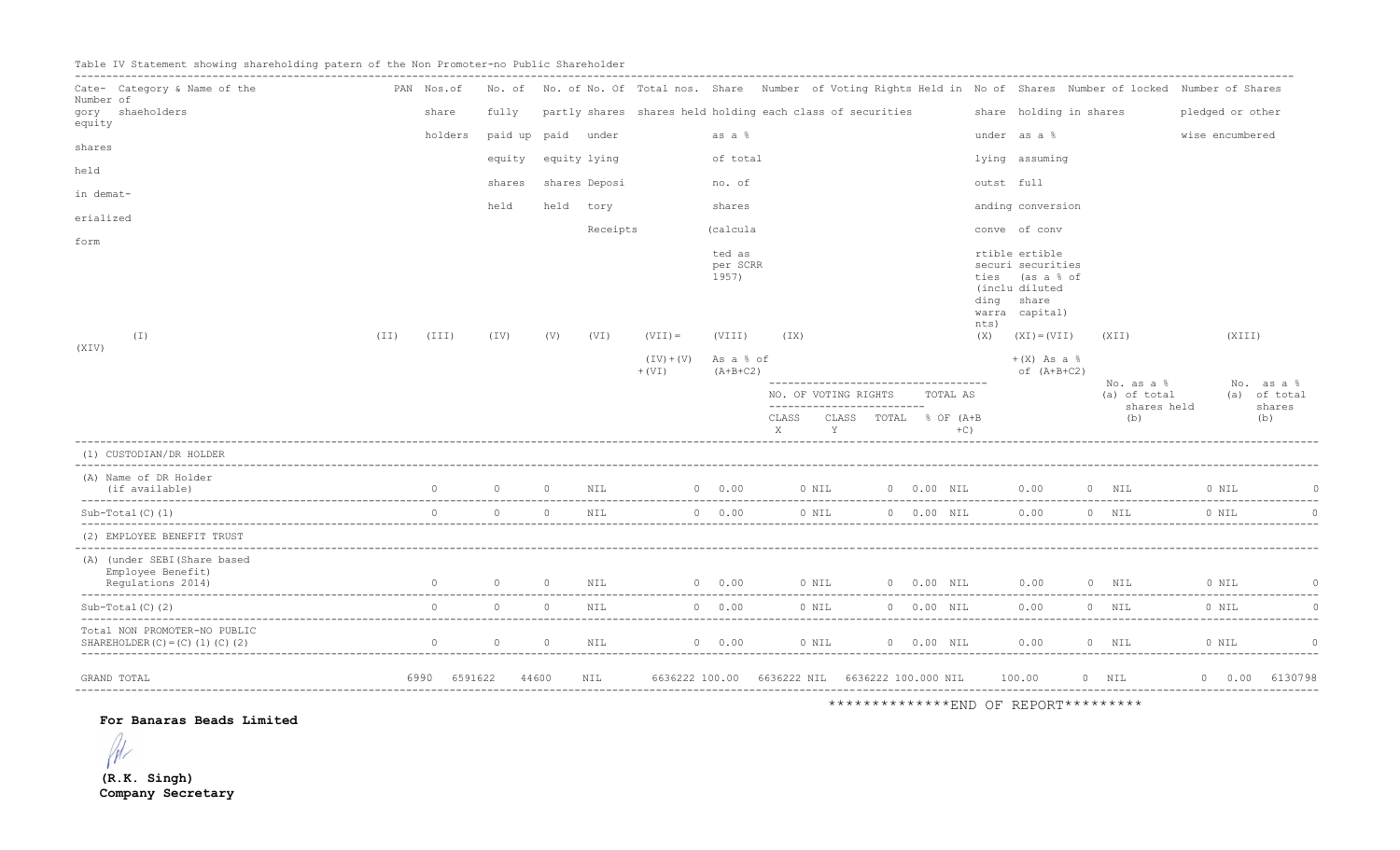Table IV Statement showing shareholding patern of the Non Promoter-no Public Shareholder

| Category & Name of the shaeholders (I) | PAN (II) | Nos.of share holders (III) | No. of fully paid up equity shares held (IV) | No. of partly paid equity shares held (V) | No. Of shares under lying Depository Receipts (VI) | Total nos. shares held (VII)= (IV)+(V)+(VI) | Share holding as a % of total no. of shares (calculated as per SCRR 1957) (VIII) As a % of (A+B+C2) | Number of Voting Rights Held in each class of securities (IX) NO. OF VOTING RIGHTS CLASS X | CLASS Y | TOTAL | TOTAL AS % OF (A+B+C) | No of share under lying outstanding convertible securities (including warrants) (X) | Shares holding as a % assuming full conversion of convertible securities (as a % of diluted share capital) (XI)=(VII)+(X) As a % of (A+B+C2) | Number of locked in shares (XII) No. | as a % (a) of total shares held (b) | Number of Shares pledged or otherwise encumbered (XIII) No. (a) | as a % of total shares (b) | Number of equity shares held in demat-erialized form (XIV) |
|---|---|---|---|---|---|---|---|---|---|---|---|---|---|---|---|---|---|---|
| (1) CUSTODIAN/DR HOLDER | | | | | | | | | | | | | | | | | | |
| (A) Name of DR Holder (if available) | | 0 | 0 | 0 | NIL | 0 | 0.00 | 0 | NIL | 0 | 0.00 | NIL | 0.00 | 0 | NIL | 0 | NIL | 0 |
| Sub-Total(C)(1) | | 0 | 0 | 0 | NIL | 0 | 0.00 | 0 | NIL | 0 | 0.00 | NIL | 0.00 | 0 | NIL | 0 | NIL | 0 |
| (2) EMPLOYEE BENEFIT TRUST | | | | | | | | | | | | | | | | | | |
| (A) (under SEBI(Share based Employee Benefit) Regulations 2014) | | 0 | 0 | 0 | NIL | 0 | 0.00 | 0 | NIL | 0 | 0.00 | NIL | 0.00 | 0 | NIL | 0 | NIL | 0 |
| Sub-Total(C)(2) | | 0 | 0 | 0 | NIL | 0 | 0.00 | 0 | NIL | 0 | 0.00 | NIL | 0.00 | 0 | NIL | 0 | NIL | 0 |
| Total NON PROMOTER-NO PUBLIC SHAREHOLDER(C)=(C)(1)(C)(2) | | 0 | 0 | 0 | NIL | 0 | 0.00 | 0 | NIL | 0 | 0.00 | NIL | 0.00 | 0 | NIL | 0 | NIL | 0 |
| GRAND TOTAL | | 6990 | 6591622 | 44600 | NIL | 6636222 | 100.00 | 6636222 | NIL | 6636222 | 100.000 | NIL | 100.00 | 0 | NIL | 0 | 0.00 | 6130798 |

**************END OF REPORT*********

**For Banaras Beads Limited**

**(R.K. Singh)**
**Company Secretary**